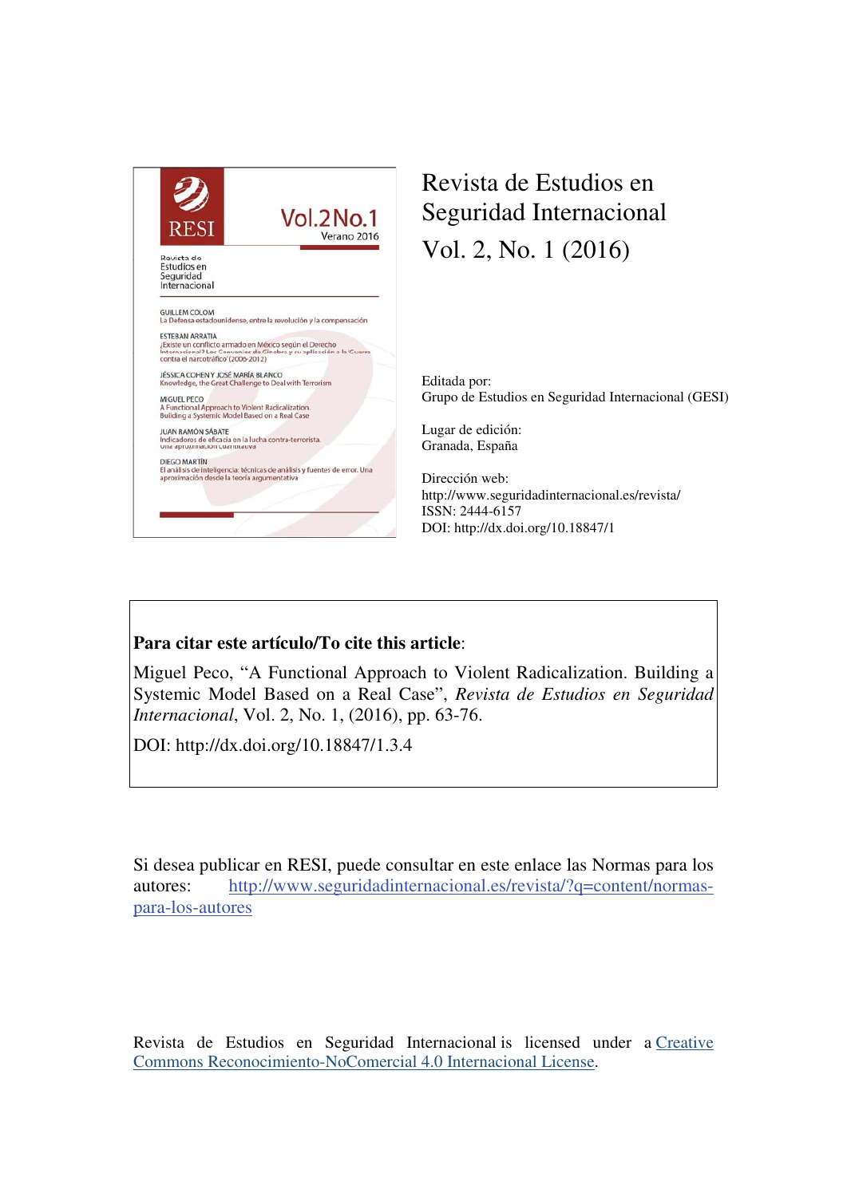# Revista de Estudios en Seguridad Internacional

Vol. 2, No. 1 (2016)

Editada por:
Grupo de Estudios en Seguridad Internacional (GESI)

Lugar de edición:
Granada, España

Dirección web:
http://www.seguridadinternacional.es/revista/
ISSN: 2444-6157
DOI: http://dx.doi.org/10.18847/1

**Para citar este artículo/To cite this article**:

Miguel Peco, "A Functional Approach to Violent Radicalization. Building a Systemic Model Based on a Real Case", *Revista de Estudios en Seguridad Internacional*, Vol. 2, No. 1, (2016), pp. 63-76.

DOI: http://dx.doi.org/10.18847/1.3.4

Si desea publicar en RESI, puede consultar en este enlace las Normas para los autores: [http://www.seguridadinternacional.es/revista/?q=content/normas-para-los-autores](http://www.seguridadinternacional.es/revista/?q=content/normas-para-los-autores)

Revista de Estudios en Seguridad Internacional is licensed under a Creative Commons Reconocimiento-NoComercial 4.0 Internacional License.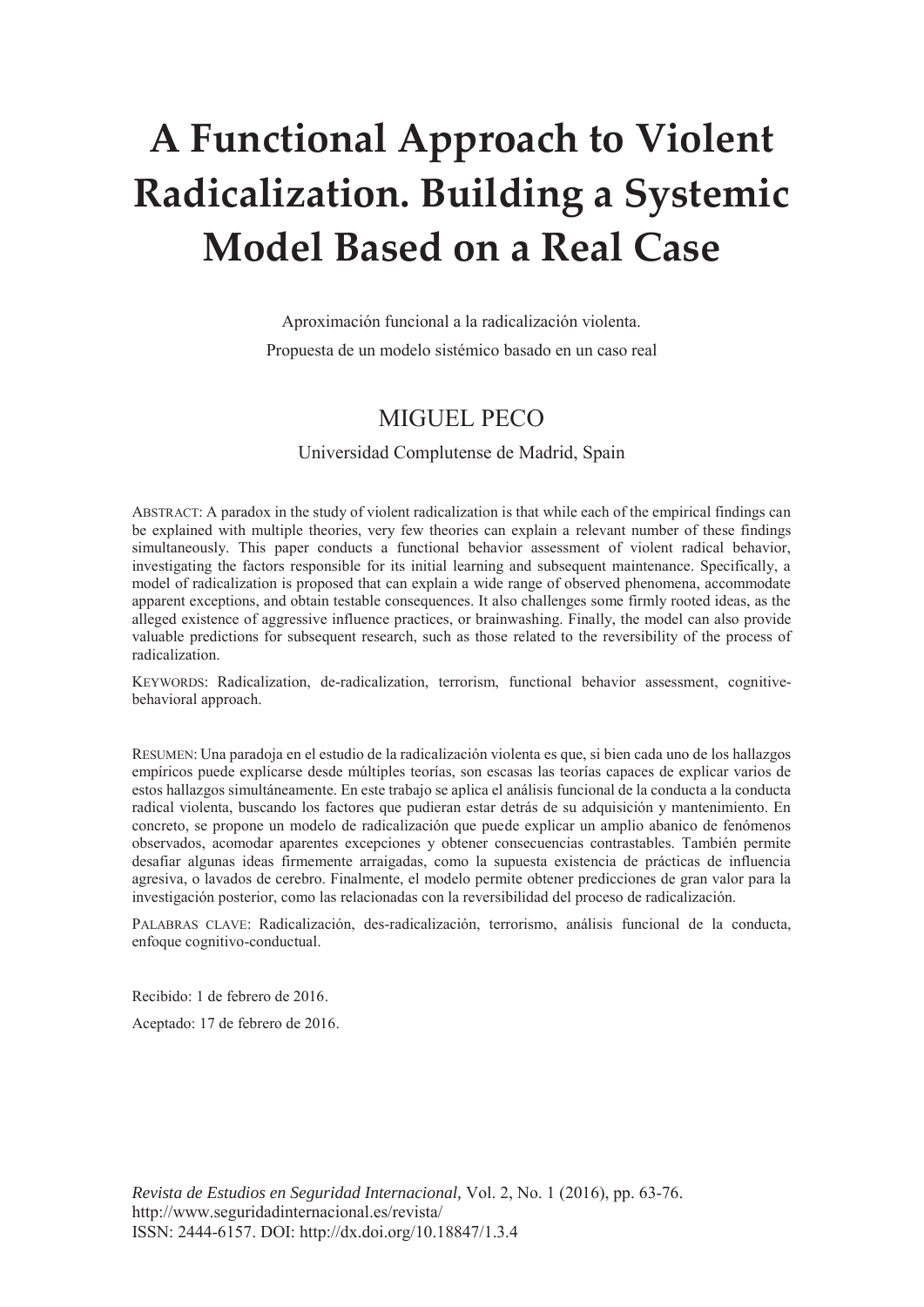# A Functional Approach to Violent Radicalization. Building a Systemic Model Based on a Real Case

Aproximación funcional a la radicalización violenta.
Propuesta de un modelo sistémico basado en un caso real

## MIGUEL PECO

Universidad Complutense de Madrid, Spain

ABSTRACT: A paradox in the study of violent radicalization is that while each of the empirical findings can be explained with multiple theories, very few theories can explain a relevant number of these findings simultaneously. This paper conducts a functional behavior assessment of violent radical behavior, investigating the factors responsible for its initial learning and subsequent maintenance. Specifically, a model of radicalization is proposed that can explain a wide range of observed phenomena, accommodate apparent exceptions, and obtain testable consequences. It also challenges some firmly rooted ideas, as the alleged existence of aggressive influence practices, or brainwashing. Finally, the model can also provide valuable predictions for subsequent research, such as those related to the reversibility of the process of radicalization.

KEYWORDS: Radicalization, de-radicalization, terrorism, functional behavior assessment, cognitive-behavioral approach.

RESUMEN: Una paradoja en el estudio de la radicalización violenta es que, si bien cada uno de los hallazgos empíricos puede explicarse desde múltiples teorías, son escasas las teorías capaces de explicar varios de estos hallazgos simultáneamente. En este trabajo se aplica el análisis funcional de la conducta a la conducta radical violenta, buscando los factores que pudieran estar detrás de su adquisición y mantenimiento. En concreto, se propone un modelo de radicalización que puede explicar un amplio abanico de fenómenos observados, acomodar aparentes excepciones y obtener consecuencias contrastables. También permite desafiar algunas ideas firmemente arraigadas, como la supuesta existencia de prácticas de influencia agresiva, o lavados de cerebro. Finalmente, el modelo permite obtener predicciones de gran valor para la investigación posterior, como las relacionadas con la reversibilidad del proceso de radicalización.

PALABRAS CLAVE: Radicalización, des-radicalización, terrorismo, análisis funcional de la conducta, enfoque cognitivo-conductual.

Recibido: 1 de febrero de 2016.

Aceptado: 17 de febrero de 2016.

*Revista de Estudios en Seguridad Internacional,* Vol. 2, No. 1 (2016), pp. 63-76.
http://www.seguridadinternacional.es/revista/
ISSN: 2444-6157. DOI: http://dx.doi.org/10.18847/1.3.4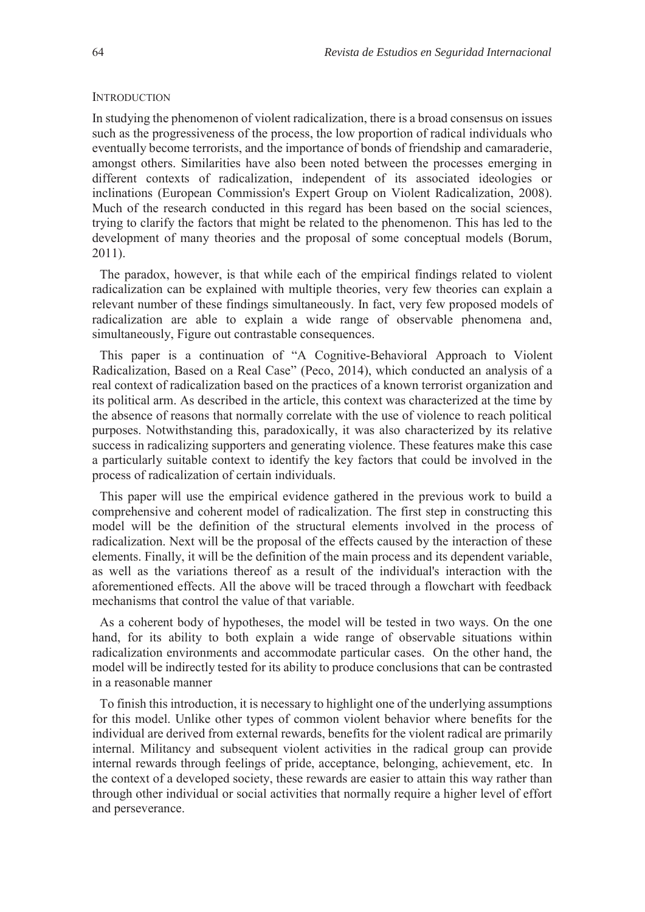## INTRODUCTION

In studying the phenomenon of violent radicalization, there is a broad consensus on issues such as the progressiveness of the process, the low proportion of radical individuals who eventually become terrorists, and the importance of bonds of friendship and camaraderie, amongst others. Similarities have also been noted between the processes emerging in different contexts of radicalization, independent of its associated ideologies or inclinations (European Commission's Expert Group on Violent Radicalization, 2008). Much of the research conducted in this regard has been based on the social sciences, trying to clarify the factors that might be related to the phenomenon. This has led to the development of many theories and the proposal of some conceptual models (Borum, 2011).

The paradox, however, is that while each of the empirical findings related to violent radicalization can be explained with multiple theories, very few theories can explain a relevant number of these findings simultaneously. In fact, very few proposed models of radicalization are able to explain a wide range of observable phenomena and, simultaneously, Figure out contrastable consequences.

This paper is a continuation of "A Cognitive-Behavioral Approach to Violent Radicalization, Based on a Real Case" (Peco, 2014), which conducted an analysis of a real context of radicalization based on the practices of a known terrorist organization and its political arm. As described in the article, this context was characterized at the time by the absence of reasons that normally correlate with the use of violence to reach political purposes. Notwithstanding this, paradoxically, it was also characterized by its relative success in radicalizing supporters and generating violence. These features make this case a particularly suitable context to identify the key factors that could be involved in the process of radicalization of certain individuals.

This paper will use the empirical evidence gathered in the previous work to build a comprehensive and coherent model of radicalization. The first step in constructing this model will be the definition of the structural elements involved in the process of radicalization. Next will be the proposal of the effects caused by the interaction of these elements. Finally, it will be the definition of the main process and its dependent variable, as well as the variations thereof as a result of the individual's interaction with the aforementioned effects. All the above will be traced through a flowchart with feedback mechanisms that control the value of that variable.

As a coherent body of hypotheses, the model will be tested in two ways. On the one hand, for its ability to both explain a wide range of observable situations within radicalization environments and accommodate particular cases. On the other hand, the model will be indirectly tested for its ability to produce conclusions that can be contrasted in a reasonable manner

To finish this introduction, it is necessary to highlight one of the underlying assumptions for this model. Unlike other types of common violent behavior where benefits for the individual are derived from external rewards, benefits for the violent radical are primarily internal. Militancy and subsequent violent activities in the radical group can provide internal rewards through feelings of pride, acceptance, belonging, achievement, etc. In the context of a developed society, these rewards are easier to attain this way rather than through other individual or social activities that normally require a higher level of effort and perseverance.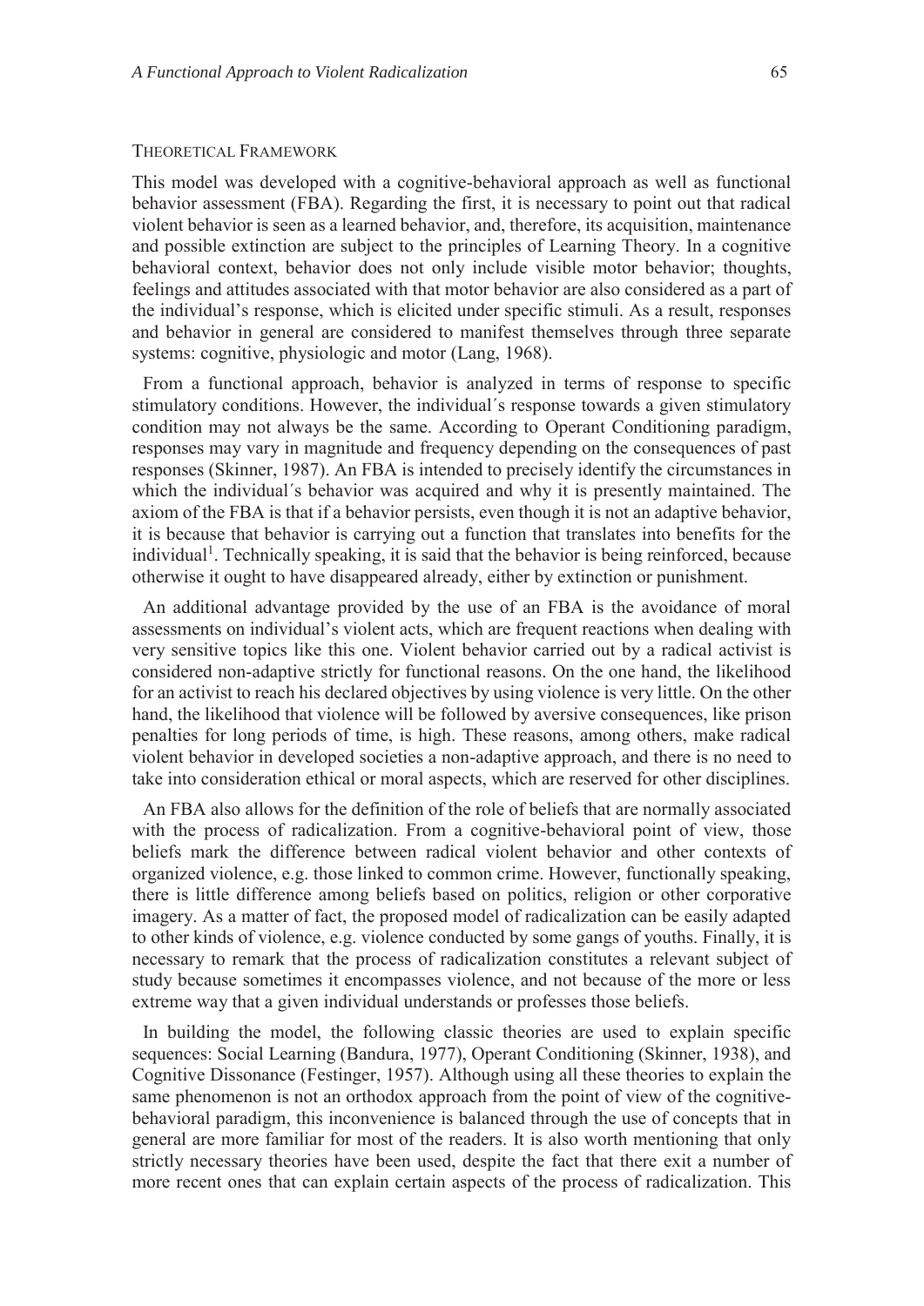## Theoretical Framework

This model was developed with a cognitive-behavioral approach as well as functional behavior assessment (FBA). Regarding the first, it is necessary to point out that radical violent behavior is seen as a learned behavior, and, therefore, its acquisition, maintenance and possible extinction are subject to the principles of Learning Theory. In a cognitive behavioral context, behavior does not only include visible motor behavior; thoughts, feelings and attitudes associated with that motor behavior are also considered as a part of the individual's response, which is elicited under specific stimuli. As a result, responses and behavior in general are considered to manifest themselves through three separate systems: cognitive, physiologic and motor (Lang, 1968).

From a functional approach, behavior is analyzed in terms of response to specific stimulatory conditions. However, the individual´s response towards a given stimulatory condition may not always be the same. According to Operant Conditioning paradigm, responses may vary in magnitude and frequency depending on the consequences of past responses (Skinner, 1987). An FBA is intended to precisely identify the circumstances in which the individual´s behavior was acquired and why it is presently maintained. The axiom of the FBA is that if a behavior persists, even though it is not an adaptive behavior, it is because that behavior is carrying out a function that translates into benefits for the individual[1]. Technically speaking, it is said that the behavior is being reinforced, because otherwise it ought to have disappeared already, either by extinction or punishment.

An additional advantage provided by the use of an FBA is the avoidance of moral assessments on individual's violent acts, which are frequent reactions when dealing with very sensitive topics like this one. Violent behavior carried out by a radical activist is considered non-adaptive strictly for functional reasons. On the one hand, the likelihood for an activist to reach his declared objectives by using violence is very little. On the other hand, the likelihood that violence will be followed by aversive consequences, like prison penalties for long periods of time, is high. These reasons, among others, make radical violent behavior in developed societies a non-adaptive approach, and there is no need to take into consideration ethical or moral aspects, which are reserved for other disciplines.

An FBA also allows for the definition of the role of beliefs that are normally associated with the process of radicalization. From a cognitive-behavioral point of view, those beliefs mark the difference between radical violent behavior and other contexts of organized violence, e.g. those linked to common crime. However, functionally speaking, there is little difference among beliefs based on politics, religion or other corporative imagery. As a matter of fact, the proposed model of radicalization can be easily adapted to other kinds of violence, e.g. violence conducted by some gangs of youths. Finally, it is necessary to remark that the process of radicalization constitutes a relevant subject of study because sometimes it encompasses violence, and not because of the more or less extreme way that a given individual understands or professes those beliefs.

In building the model, the following classic theories are used to explain specific sequences: Social Learning (Bandura, 1977), Operant Conditioning (Skinner, 1938), and Cognitive Dissonance (Festinger, 1957). Although using all these theories to explain the same phenomenon is not an orthodox approach from the point of view of the cognitive-behavioral paradigm, this inconvenience is balanced through the use of concepts that in general are more familiar for most of the readers. It is also worth mentioning that only strictly necessary theories have been used, despite the fact that there exit a number of more recent ones that can explain certain aspects of the process of radicalization. This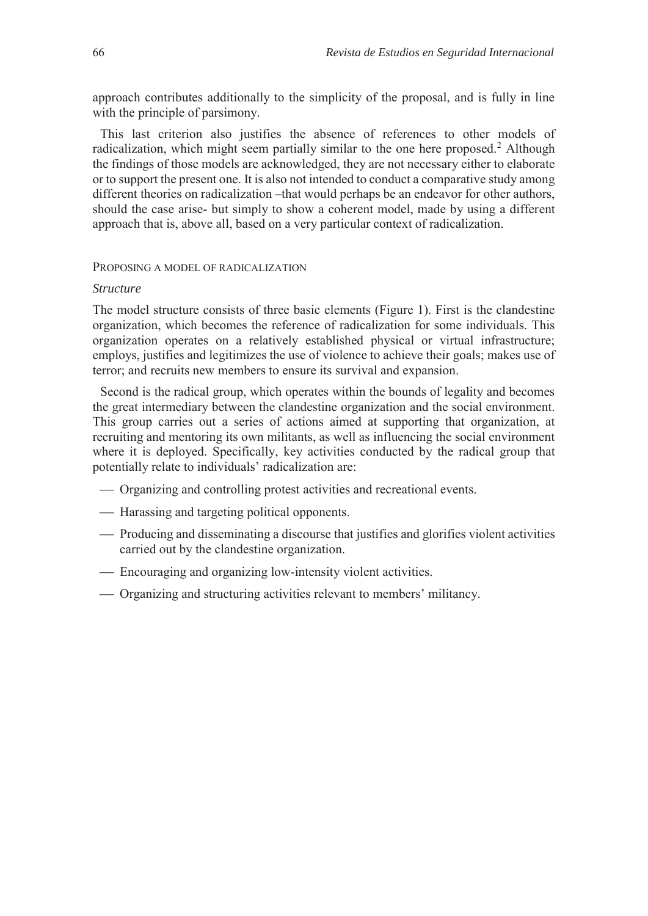approach contributes additionally to the simplicity of the proposal, and is fully in line with the principle of parsimony.

This last criterion also justifies the absence of references to other models of radicalization, which might seem partially similar to the one here proposed.[2] Although the findings of those models are acknowledged, they are not necessary either to elaborate or to support the present one. It is also not intended to conduct a comparative study among different theories on radicalization –that would perhaps be an endeavor for other authors, should the case arise- but simply to show a coherent model, made by using a different approach that is, above all, based on a very particular context of radicalization.

## Proposing a model of radicalization

### *Structure*

The model structure consists of three basic elements (Figure 1). First is the clandestine organization, which becomes the reference of radicalization for some individuals. This organization operates on a relatively established physical or virtual infrastructure; employs, justifies and legitimizes the use of violence to achieve their goals; makes use of terror; and recruits new members to ensure its survival and expansion.

Second is the radical group, which operates within the bounds of legality and becomes the great intermediary between the clandestine organization and the social environment. This group carries out a series of actions aimed at supporting that organization, at recruiting and mentoring its own militants, as well as influencing the social environment where it is deployed. Specifically, key activities conducted by the radical group that potentially relate to individuals' radicalization are:

- Organizing and controlling protest activities and recreational events.
- Harassing and targeting political opponents.
- Producing and disseminating a discourse that justifies and glorifies violent activities carried out by the clandestine organization.
- Encouraging and organizing low-intensity violent activities.
- Organizing and structuring activities relevant to members' militancy.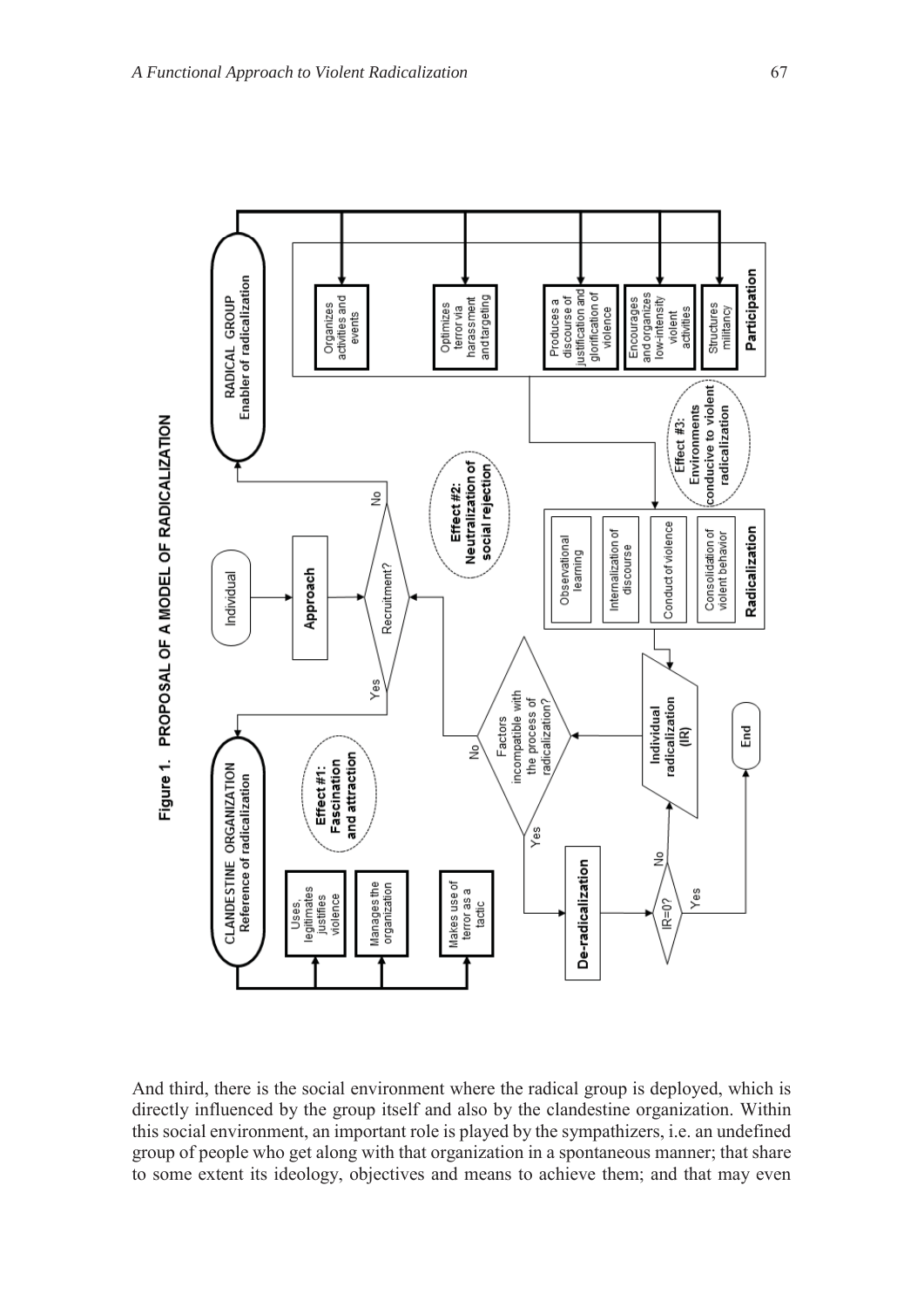Figure 1. PROPOSAL OF A MODEL OF RADICALIZATION

- Individual → Approach → Recruitment?
  - Yes → CLANDESTINE ORGANIZATION (Reference of radicalization)
    - Uses, legitimates justifies violence
    - Manages the organization
    - Makes use of terror as a tactic
    - Effect #1: Fascination and attraction
  - No → RADICAL GROUP (Enabler of radicalization)
    - Effect #2: Neutralization of social rejection
- Participation:
  - Organizes activities and events
  - Optimizes terror via harassment and targeting
  - Produces a discourse of justification and glorification of violence
  - Encourages and organizes low-intensity violent activities
  - Structures militancy
- Effect #3: Environments conducive to violent radicalization
- Radicalization:
  - Observational learning
  - Internalization of discourse
  - Conduct of violence
  - Consolidation of violent behavior
- Individual radicalization (IR) → Factors incompatible with the process of radicalization?
  - No → Recruitment?
  - Yes → De-radicalization → IR=0?
    - No → Individual radicalization (IR)
    - Yes → End

And third, there is the social environment where the radical group is deployed, which is directly influenced by the group itself and also by the clandestine organization. Within this social environment, an important role is played by the sympathizers, i.e. an undefined group of people who get along with that organization in a spontaneous manner; that share to some extent its ideology, objectives and means to achieve them; and that may even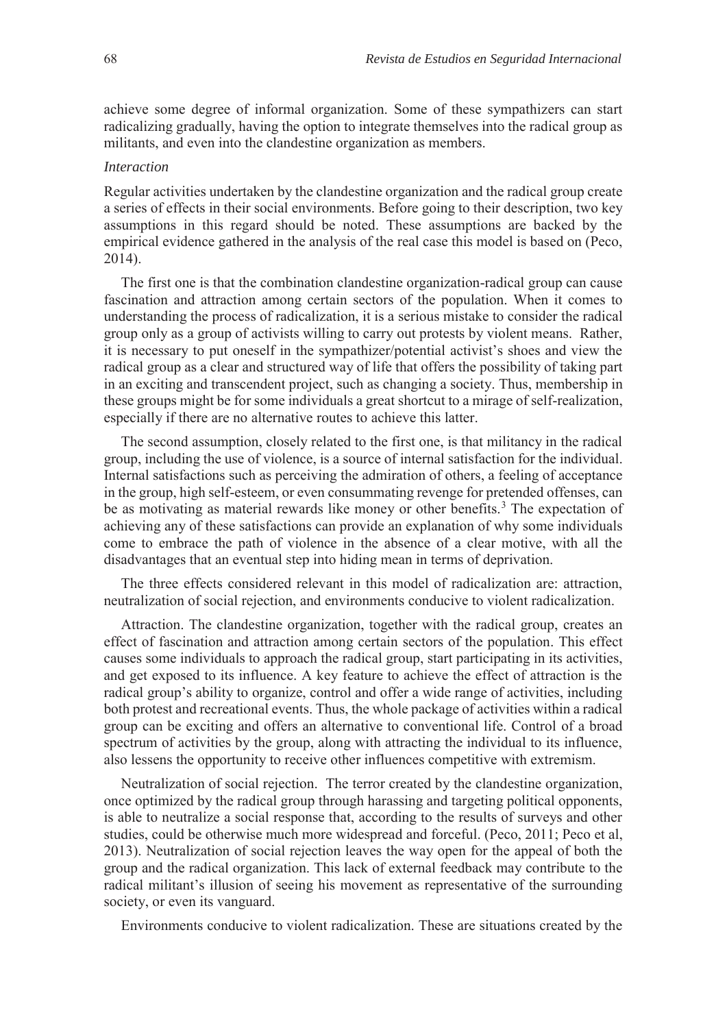achieve some degree of informal organization. Some of these sympathizers can start radicalizing gradually, having the option to integrate themselves into the radical group as militants, and even into the clandestine organization as members.

*Interaction*

Regular activities undertaken by the clandestine organization and the radical group create a series of effects in their social environments. Before going to their description, two key assumptions in this regard should be noted. These assumptions are backed by the empirical evidence gathered in the analysis of the real case this model is based on (Peco, 2014).

The first one is that the combination clandestine organization-radical group can cause fascination and attraction among certain sectors of the population. When it comes to understanding the process of radicalization, it is a serious mistake to consider the radical group only as a group of activists willing to carry out protests by violent means. Rather, it is necessary to put oneself in the sympathizer/potential activist's shoes and view the radical group as a clear and structured way of life that offers the possibility of taking part in an exciting and transcendent project, such as changing a society. Thus, membership in these groups might be for some individuals a great shortcut to a mirage of self-realization, especially if there are no alternative routes to achieve this latter.

The second assumption, closely related to the first one, is that militancy in the radical group, including the use of violence, is a source of internal satisfaction for the individual. Internal satisfactions such as perceiving the admiration of others, a feeling of acceptance in the group, high self-esteem, or even consummating revenge for pretended offenses, can be as motivating as material rewards like money or other benefits.[3] The expectation of achieving any of these satisfactions can provide an explanation of why some individuals come to embrace the path of violence in the absence of a clear motive, with all the disadvantages that an eventual step into hiding mean in terms of deprivation.

The three effects considered relevant in this model of radicalization are: attraction, neutralization of social rejection, and environments conducive to violent radicalization.

Attraction. The clandestine organization, together with the radical group, creates an effect of fascination and attraction among certain sectors of the population. This effect causes some individuals to approach the radical group, start participating in its activities, and get exposed to its influence. A key feature to achieve the effect of attraction is the radical group's ability to organize, control and offer a wide range of activities, including both protest and recreational events. Thus, the whole package of activities within a radical group can be exciting and offers an alternative to conventional life. Control of a broad spectrum of activities by the group, along with attracting the individual to its influence, also lessens the opportunity to receive other influences competitive with extremism.

Neutralization of social rejection. The terror created by the clandestine organization, once optimized by the radical group through harassing and targeting political opponents, is able to neutralize a social response that, according to the results of surveys and other studies, could be otherwise much more widespread and forceful. (Peco, 2011; Peco et al, 2013). Neutralization of social rejection leaves the way open for the appeal of both the group and the radical organization. This lack of external feedback may contribute to the radical militant's illusion of seeing his movement as representative of the surrounding society, or even its vanguard.

Environments conducive to violent radicalization. These are situations created by the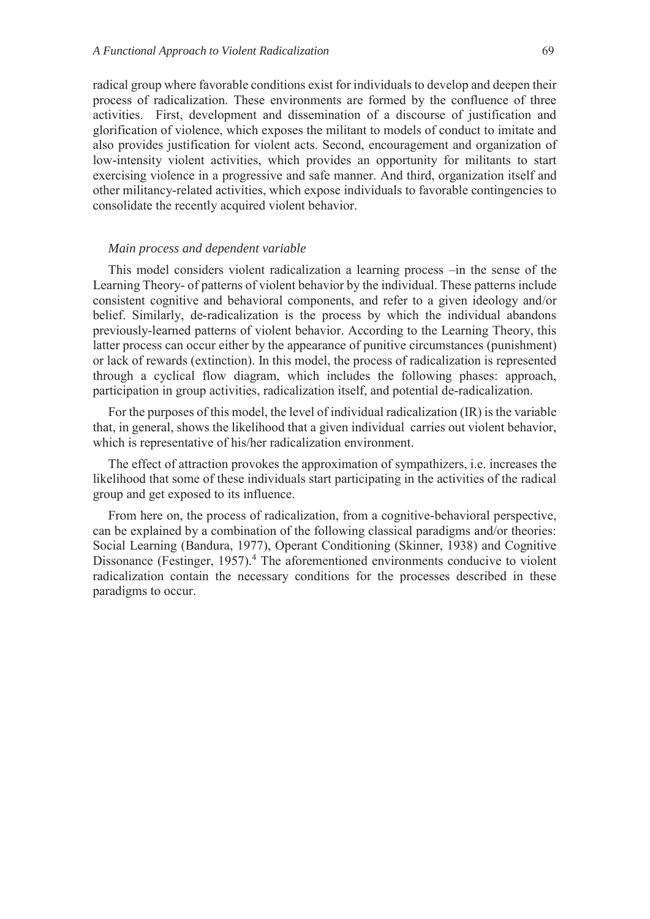radical group where favorable conditions exist for individuals to develop and deepen their process of radicalization. These environments are formed by the confluence of three activities. First, development and dissemination of a discourse of justification and glorification of violence, which exposes the militant to models of conduct to imitate and also provides justification for violent acts. Second, encouragement and organization of low-intensity violent activities, which provides an opportunity for militants to start exercising violence in a progressive and safe manner. And third, organization itself and other militancy-related activities, which expose individuals to favorable contingencies to consolidate the recently acquired violent behavior.

*Main process and dependent variable*

This model considers violent radicalization a learning process –in the sense of the Learning Theory- of patterns of violent behavior by the individual. These patterns include consistent cognitive and behavioral components, and refer to a given ideology and/or belief. Similarly, de-radicalization is the process by which the individual abandons previously-learned patterns of violent behavior. According to the Learning Theory, this latter process can occur either by the appearance of punitive circumstances (punishment) or lack of rewards (extinction). In this model, the process of radicalization is represented through a cyclical flow diagram, which includes the following phases: approach, participation in group activities, radicalization itself, and potential de-radicalization.

For the purposes of this model, the level of individual radicalization (IR) is the variable that, in general, shows the likelihood that a given individual carries out violent behavior, which is representative of his/her radicalization environment.

The effect of attraction provokes the approximation of sympathizers, i.e. increases the likelihood that some of these individuals start participating in the activities of the radical group and get exposed to its influence.

From here on, the process of radicalization, from a cognitive-behavioral perspective, can be explained by a combination of the following classical paradigms and/or theories: Social Learning (Bandura, 1977), Operant Conditioning (Skinner, 1938) and Cognitive Dissonance (Festinger, 1957).[4] The aforementioned environments conducive to violent radicalization contain the necessary conditions for the processes described in these paradigms to occur.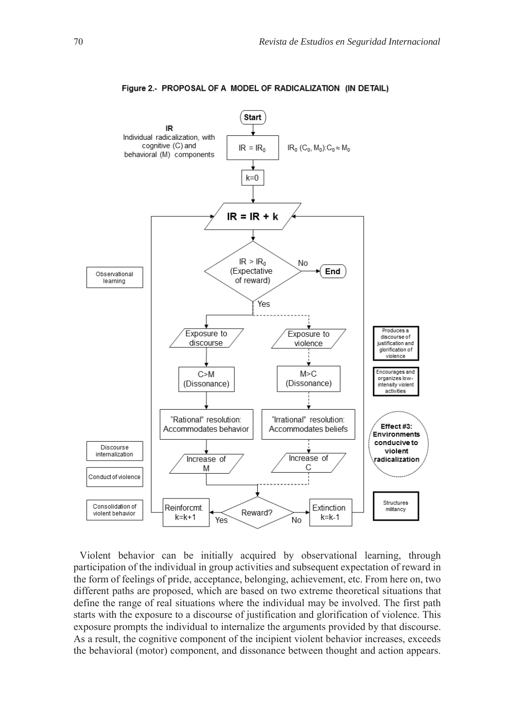**Figure 2.- PROPOSAL OF A MODEL OF RADICALIZATION (IN DETAIL)**

Violent behavior can be initially acquired by observational learning, through participation of the individual in group activities and subsequent expectation of reward in the form of feelings of pride, acceptance, belonging, achievement, etc. From here on, two different paths are proposed, which are based on two extreme theoretical situations that define the range of real situations where the individual may be involved. The first path starts with the exposure to a discourse of justification and glorification of violence. This exposure prompts the individual to internalize the arguments provided by that discourse. As a result, the cognitive component of the incipient violent behavior increases, exceeds the behavioral (motor) component, and dissonance between thought and action appears.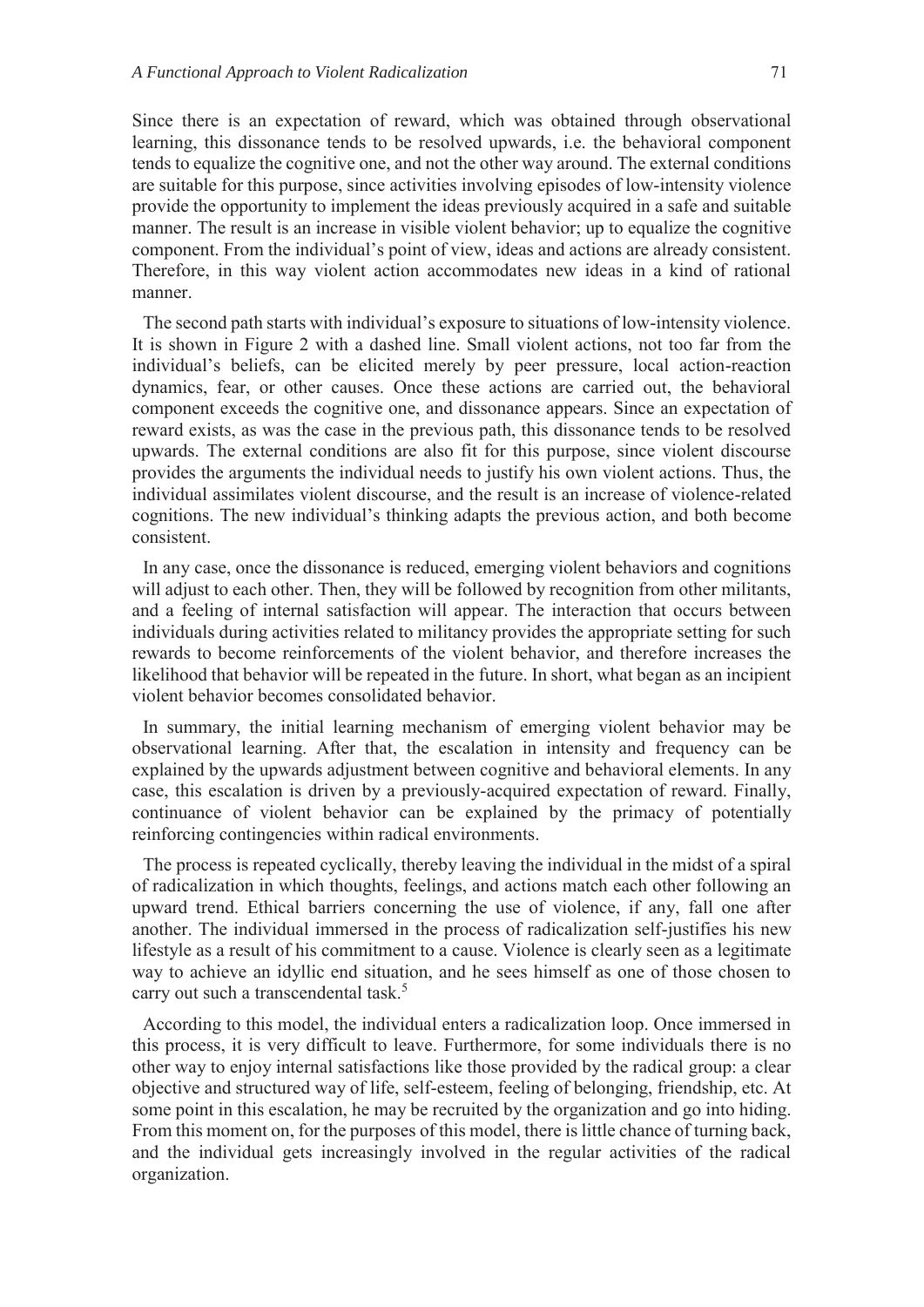Since there is an expectation of reward, which was obtained through observational learning, this dissonance tends to be resolved upwards, i.e. the behavioral component tends to equalize the cognitive one, and not the other way around. The external conditions are suitable for this purpose, since activities involving episodes of low-intensity violence provide the opportunity to implement the ideas previously acquired in a safe and suitable manner. The result is an increase in visible violent behavior; up to equalize the cognitive component. From the individual's point of view, ideas and actions are already consistent. Therefore, in this way violent action accommodates new ideas in a kind of rational manner.

The second path starts with individual's exposure to situations of low-intensity violence. It is shown in Figure 2 with a dashed line. Small violent actions, not too far from the individual's beliefs, can be elicited merely by peer pressure, local action-reaction dynamics, fear, or other causes. Once these actions are carried out, the behavioral component exceeds the cognitive one, and dissonance appears. Since an expectation of reward exists, as was the case in the previous path, this dissonance tends to be resolved upwards. The external conditions are also fit for this purpose, since violent discourse provides the arguments the individual needs to justify his own violent actions. Thus, the individual assimilates violent discourse, and the result is an increase of violence-related cognitions. The new individual's thinking adapts the previous action, and both become consistent.

In any case, once the dissonance is reduced, emerging violent behaviors and cognitions will adjust to each other. Then, they will be followed by recognition from other militants, and a feeling of internal satisfaction will appear. The interaction that occurs between individuals during activities related to militancy provides the appropriate setting for such rewards to become reinforcements of the violent behavior, and therefore increases the likelihood that behavior will be repeated in the future. In short, what began as an incipient violent behavior becomes consolidated behavior.

In summary, the initial learning mechanism of emerging violent behavior may be observational learning. After that, the escalation in intensity and frequency can be explained by the upwards adjustment between cognitive and behavioral elements. In any case, this escalation is driven by a previously-acquired expectation of reward. Finally, continuance of violent behavior can be explained by the primacy of potentially reinforcing contingencies within radical environments.

The process is repeated cyclically, thereby leaving the individual in the midst of a spiral of radicalization in which thoughts, feelings, and actions match each other following an upward trend. Ethical barriers concerning the use of violence, if any, fall one after another. The individual immersed in the process of radicalization self-justifies his new lifestyle as a result of his commitment to a cause. Violence is clearly seen as a legitimate way to achieve an idyllic end situation, and he sees himself as one of those chosen to carry out such a transcendental task.[5]

According to this model, the individual enters a radicalization loop. Once immersed in this process, it is very difficult to leave. Furthermore, for some individuals there is no other way to enjoy internal satisfactions like those provided by the radical group: a clear objective and structured way of life, self-esteem, feeling of belonging, friendship, etc. At some point in this escalation, he may be recruited by the organization and go into hiding. From this moment on, for the purposes of this model, there is little chance of turning back, and the individual gets increasingly involved in the regular activities of the radical organization.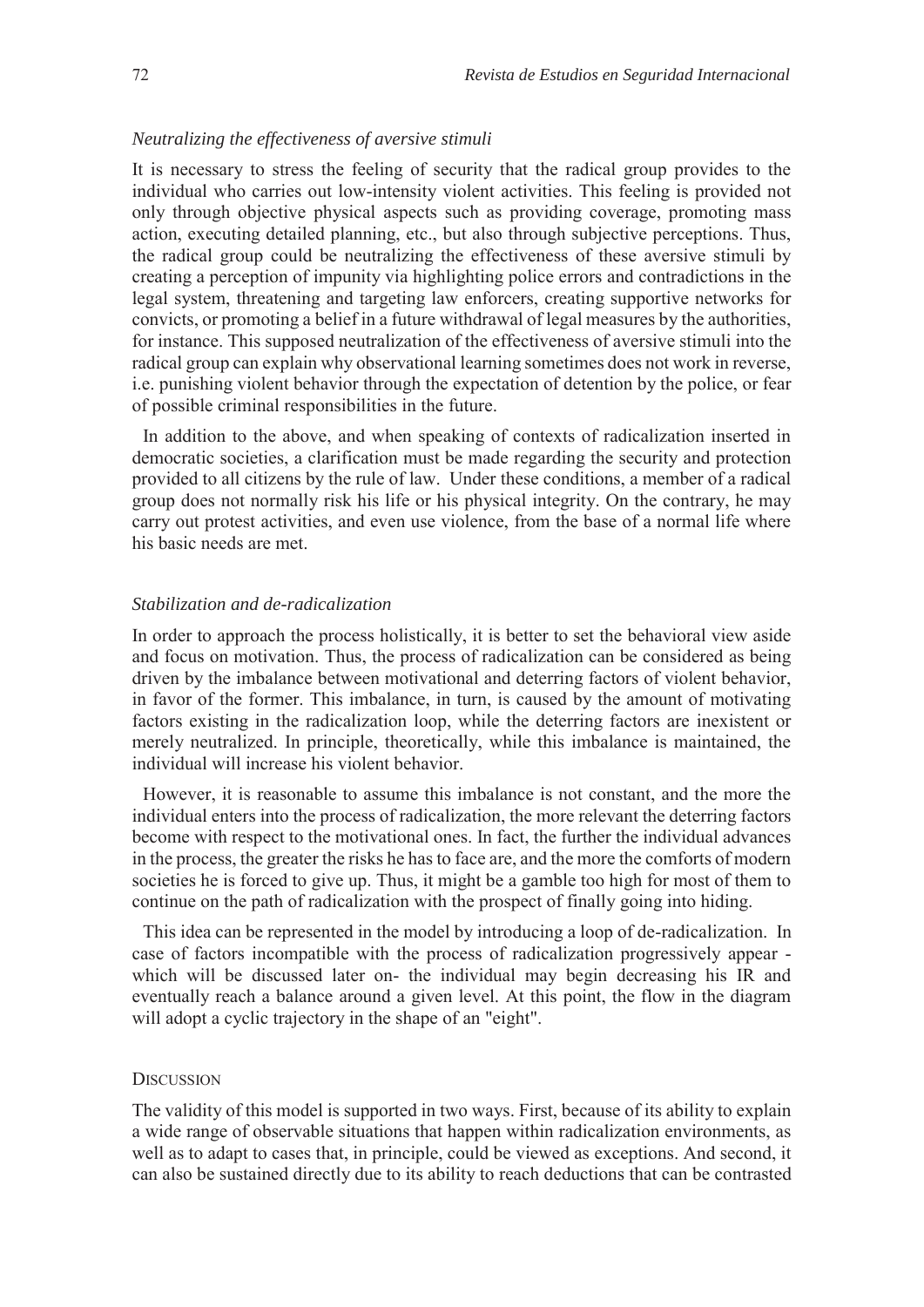### *Neutralizing the effectiveness of aversive stimuli*

It is necessary to stress the feeling of security that the radical group provides to the individual who carries out low-intensity violent activities. This feeling is provided not only through objective physical aspects such as providing coverage, promoting mass action, executing detailed planning, etc., but also through subjective perceptions. Thus, the radical group could be neutralizing the effectiveness of these aversive stimuli by creating a perception of impunity via highlighting police errors and contradictions in the legal system, threatening and targeting law enforcers, creating supportive networks for convicts, or promoting a belief in a future withdrawal of legal measures by the authorities, for instance. This supposed neutralization of the effectiveness of aversive stimuli into the radical group can explain why observational learning sometimes does not work in reverse, i.e. punishing violent behavior through the expectation of detention by the police, or fear of possible criminal responsibilities in the future.

In addition to the above, and when speaking of contexts of radicalization inserted in democratic societies, a clarification must be made regarding the security and protection provided to all citizens by the rule of law. Under these conditions, a member of a radical group does not normally risk his life or his physical integrity. On the contrary, he may carry out protest activities, and even use violence, from the base of a normal life where his basic needs are met.

### *Stabilization and de-radicalization*

In order to approach the process holistically, it is better to set the behavioral view aside and focus on motivation. Thus, the process of radicalization can be considered as being driven by the imbalance between motivational and deterring factors of violent behavior, in favor of the former. This imbalance, in turn, is caused by the amount of motivating factors existing in the radicalization loop, while the deterring factors are inexistent or merely neutralized. In principle, theoretically, while this imbalance is maintained, the individual will increase his violent behavior.

However, it is reasonable to assume this imbalance is not constant, and the more the individual enters into the process of radicalization, the more relevant the deterring factors become with respect to the motivational ones. In fact, the further the individual advances in the process, the greater the risks he has to face are, and the more the comforts of modern societies he is forced to give up. Thus, it might be a gamble too high for most of them to continue on the path of radicalization with the prospect of finally going into hiding.

This idea can be represented in the model by introducing a loop of de-radicalization. In case of factors incompatible with the process of radicalization progressively appear - which will be discussed later on- the individual may begin decreasing his IR and eventually reach a balance around a given level. At this point, the flow in the diagram will adopt a cyclic trajectory in the shape of an "eight".

## Discussion

The validity of this model is supported in two ways. First, because of its ability to explain a wide range of observable situations that happen within radicalization environments, as well as to adapt to cases that, in principle, could be viewed as exceptions. And second, it can also be sustained directly due to its ability to reach deductions that can be contrasted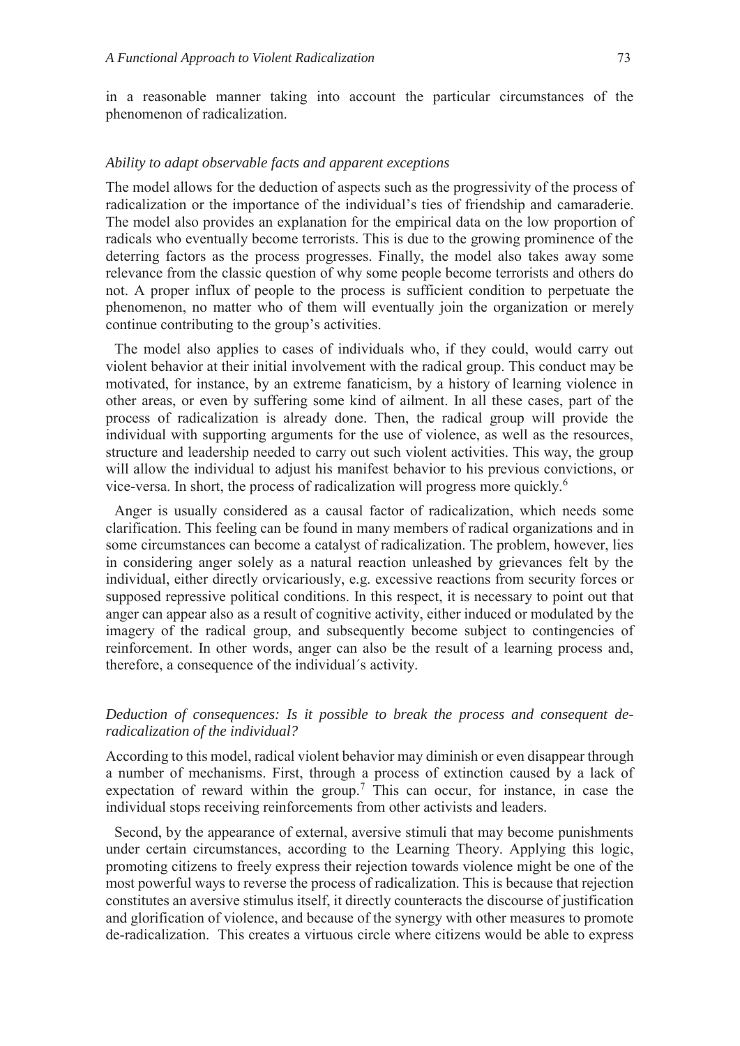in a reasonable manner taking into account the particular circumstances of the phenomenon of radicalization.

### *Ability to adapt observable facts and apparent exceptions*

The model allows for the deduction of aspects such as the progressivity of the process of radicalization or the importance of the individual's ties of friendship and camaraderie. The model also provides an explanation for the empirical data on the low proportion of radicals who eventually become terrorists. This is due to the growing prominence of the deterring factors as the process progresses. Finally, the model also takes away some relevance from the classic question of why some people become terrorists and others do not. A proper influx of people to the process is sufficient condition to perpetuate the phenomenon, no matter who of them will eventually join the organization or merely continue contributing to the group's activities.

The model also applies to cases of individuals who, if they could, would carry out violent behavior at their initial involvement with the radical group. This conduct may be motivated, for instance, by an extreme fanaticism, by a history of learning violence in other areas, or even by suffering some kind of ailment. In all these cases, part of the process of radicalization is already done. Then, the radical group will provide the individual with supporting arguments for the use of violence, as well as the resources, structure and leadership needed to carry out such violent activities. This way, the group will allow the individual to adjust his manifest behavior to his previous convictions, or vice-versa. In short, the process of radicalization will progress more quickly.[6]

Anger is usually considered as a causal factor of radicalization, which needs some clarification. This feeling can be found in many members of radical organizations and in some circumstances can become a catalyst of radicalization. The problem, however, lies in considering anger solely as a natural reaction unleashed by grievances felt by the individual, either directly orvicariously, e.g. excessive reactions from security forces or supposed repressive political conditions. In this respect, it is necessary to point out that anger can appear also as a result of cognitive activity, either induced or modulated by the imagery of the radical group, and subsequently become subject to contingencies of reinforcement. In other words, anger can also be the result of a learning process and, therefore, a consequence of the individual´s activity.

### *Deduction of consequences: Is it possible to break the process and consequent de-radicalization of the individual?*

According to this model, radical violent behavior may diminish or even disappear through a number of mechanisms. First, through a process of extinction caused by a lack of expectation of reward within the group.[7] This can occur, for instance, in case the individual stops receiving reinforcements from other activists and leaders.

Second, by the appearance of external, aversive stimuli that may become punishments under certain circumstances, according to the Learning Theory. Applying this logic, promoting citizens to freely express their rejection towards violence might be one of the most powerful ways to reverse the process of radicalization. This is because that rejection constitutes an aversive stimulus itself, it directly counteracts the discourse of justification and glorification of violence, and because of the synergy with other measures to promote de-radicalization. This creates a virtuous circle where citizens would be able to express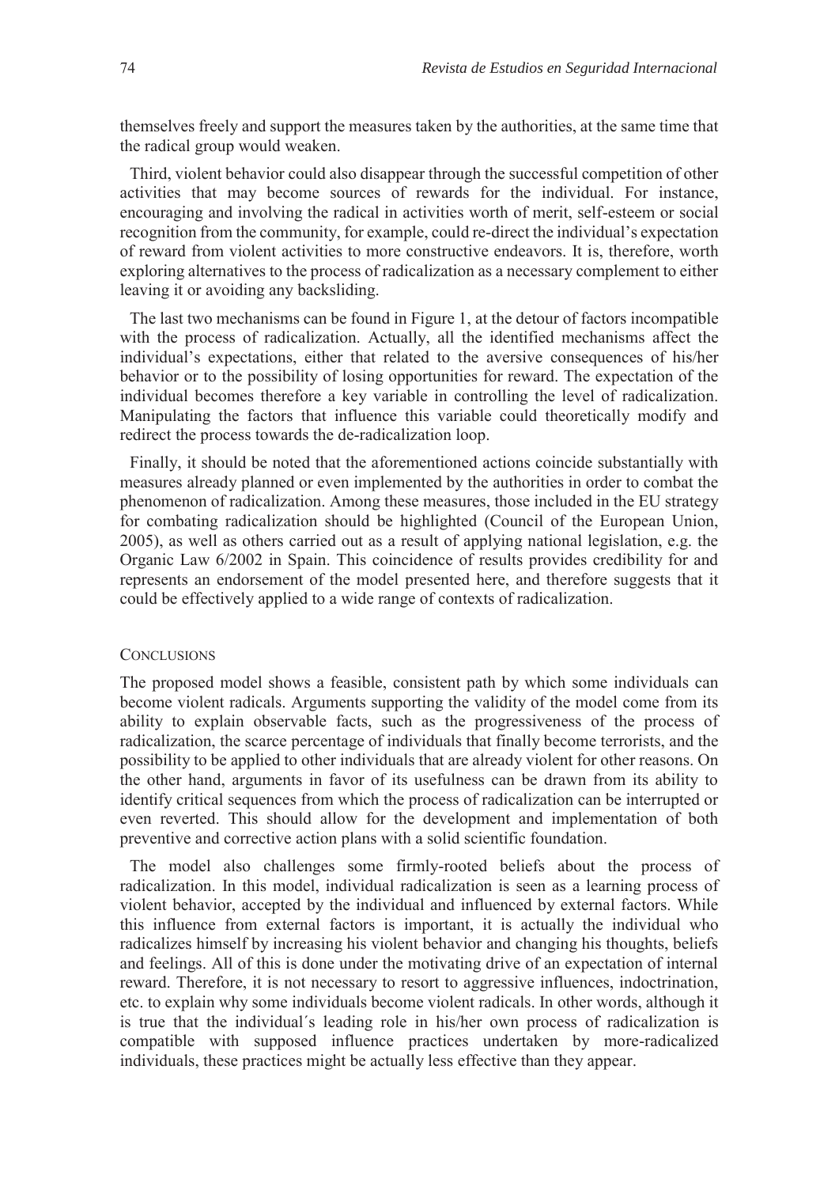themselves freely and support the measures taken by the authorities, at the same time that the radical group would weaken.

Third, violent behavior could also disappear through the successful competition of other activities that may become sources of rewards for the individual. For instance, encouraging and involving the radical in activities worth of merit, self-esteem or social recognition from the community, for example, could re-direct the individual's expectation of reward from violent activities to more constructive endeavors. It is, therefore, worth exploring alternatives to the process of radicalization as a necessary complement to either leaving it or avoiding any backsliding.

The last two mechanisms can be found in Figure 1, at the detour of factors incompatible with the process of radicalization. Actually, all the identified mechanisms affect the individual's expectations, either that related to the aversive consequences of his/her behavior or to the possibility of losing opportunities for reward. The expectation of the individual becomes therefore a key variable in controlling the level of radicalization. Manipulating the factors that influence this variable could theoretically modify and redirect the process towards the de-radicalization loop.

Finally, it should be noted that the aforementioned actions coincide substantially with measures already planned or even implemented by the authorities in order to combat the phenomenon of radicalization. Among these measures, those included in the EU strategy for combating radicalization should be highlighted (Council of the European Union, 2005), as well as others carried out as a result of applying national legislation, e.g. the Organic Law 6/2002 in Spain. This coincidence of results provides credibility for and represents an endorsement of the model presented here, and therefore suggests that it could be effectively applied to a wide range of contexts of radicalization.

## Conclusions

The proposed model shows a feasible, consistent path by which some individuals can become violent radicals. Arguments supporting the validity of the model come from its ability to explain observable facts, such as the progressiveness of the process of radicalization, the scarce percentage of individuals that finally become terrorists, and the possibility to be applied to other individuals that are already violent for other reasons. On the other hand, arguments in favor of its usefulness can be drawn from its ability to identify critical sequences from which the process of radicalization can be interrupted or even reverted. This should allow for the development and implementation of both preventive and corrective action plans with a solid scientific foundation.

The model also challenges some firmly-rooted beliefs about the process of radicalization. In this model, individual radicalization is seen as a learning process of violent behavior, accepted by the individual and influenced by external factors. While this influence from external factors is important, it is actually the individual who radicalizes himself by increasing his violent behavior and changing his thoughts, beliefs and feelings. All of this is done under the motivating drive of an expectation of internal reward. Therefore, it is not necessary to resort to aggressive influences, indoctrination, etc. to explain why some individuals become violent radicals. In other words, although it is true that the individual´s leading role in his/her own process of radicalization is compatible with supposed influence practices undertaken by more-radicalized individuals, these practices might be actually less effective than they appear.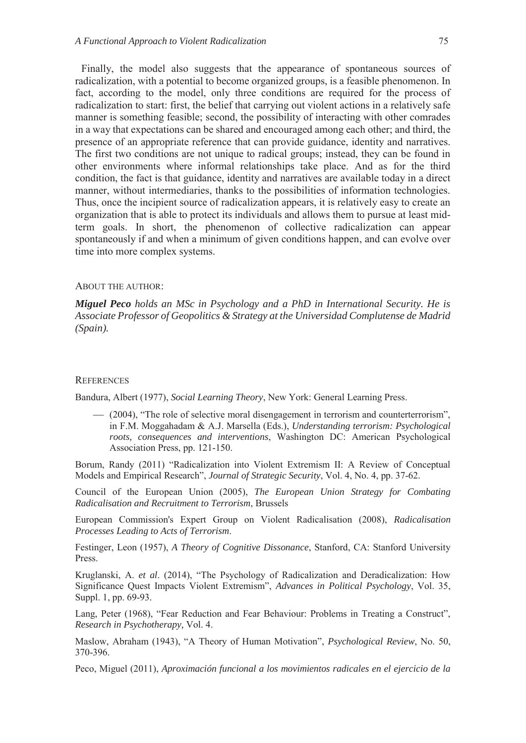Finally, the model also suggests that the appearance of spontaneous sources of radicalization, with a potential to become organized groups, is a feasible phenomenon. In fact, according to the model, only three conditions are required for the process of radicalization to start: first, the belief that carrying out violent actions in a relatively safe manner is something feasible; second, the possibility of interacting with other comrades in a way that expectations can be shared and encouraged among each other; and third, the presence of an appropriate reference that can provide guidance, identity and narratives. The first two conditions are not unique to radical groups; instead, they can be found in other environments where informal relationships take place. And as for the third condition, the fact is that guidance, identity and narratives are available today in a direct manner, without intermediaries, thanks to the possibilities of information technologies. Thus, once the incipient source of radicalization appears, it is relatively easy to create an organization that is able to protect its individuals and allows them to pursue at least mid-term goals. In short, the phenomenon of collective radicalization can appear spontaneously if and when a minimum of given conditions happen, and can evolve over time into more complex systems.

ABOUT THE AUTHOR:

***Miguel Peco** holds an MSc in Psychology and a PhD in International Security. He is Associate Professor of Geopolitics & Strategy at the Universidad Complutense de Madrid (Spain).*

REFERENCES

Bandura, Albert (1977), *Social Learning Theory*, New York: General Learning Press.

— (2004), "The role of selective moral disengagement in terrorism and counterterrorism", in F.M. Moggahadam & A.J. Marsella (Eds.), *Understanding terrorism: Psychological roots, consequences and interventions*, Washington DC: American Psychological Association Press, pp. 121-150.

Borum, Randy (2011) "Radicalization into Violent Extremism II: A Review of Conceptual Models and Empirical Research", *Journal of Strategic Security*, Vol. 4, No. 4, pp. 37-62.

Council of the European Union (2005), *The European Union Strategy for Combating Radicalisation and Recruitment to Terrorism*, Brussels

European Commission's Expert Group on Violent Radicalisation (2008), *Radicalisation Processes Leading to Acts of Terrorism*.

Festinger, Leon (1957), *A Theory of Cognitive Dissonance*, Stanford, CA: Stanford University Press.

Kruglanski, A. *et al*. (2014), "The Psychology of Radicalization and Deradicalization: How Significance Quest Impacts Violent Extremism", *Advances in Political Psychology*, Vol. 35, Suppl. 1, pp. 69-93.

Lang, Peter (1968), "Fear Reduction and Fear Behaviour: Problems in Treating a Construct", *Research in Psychotherapy,* Vol. 4.

Maslow, Abraham (1943), "A Theory of Human Motivation", *Psychological Review*, No. 50, 370-396.

Peco, Miguel (2011), *Aproximación funcional a los movimientos radicales en el ejercicio de la*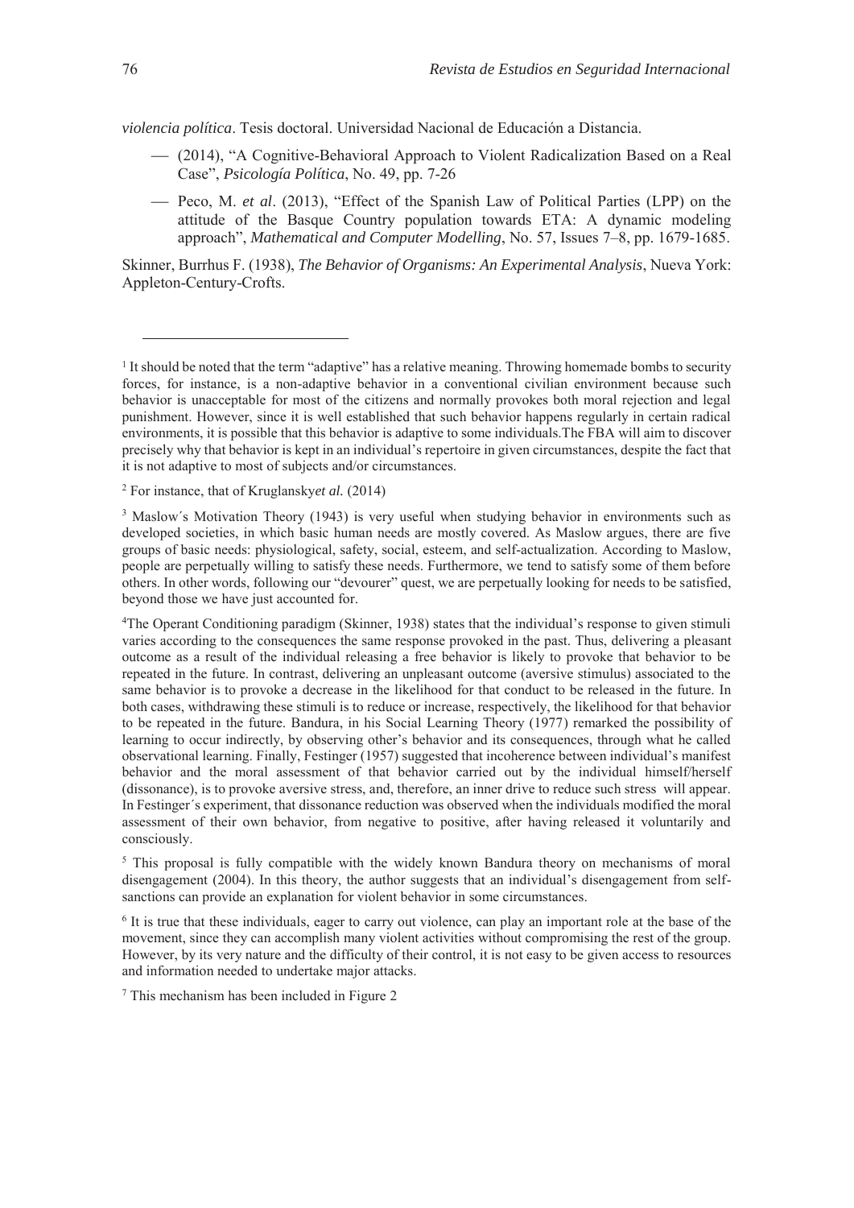*violencia política*. Tesis doctoral. Universidad Nacional de Educación a Distancia.

— (2014), "A Cognitive-Behavioral Approach to Violent Radicalization Based on a Real Case", *Psicología Política*, No. 49, pp. 7-26

— Peco, M. *et al*. (2013), "Effect of the Spanish Law of Political Parties (LPP) on the attitude of the Basque Country population towards ETA: A dynamic modeling approach", *Mathematical and Computer Modelling*, No. 57, Issues 7–8, pp. 1679-1685.

Skinner, Burrhus F. (1938), *The Behavior of Organisms: An Experimental Analysis*, Nueva York: Appleton-Century-Crofts.

---

[1] It should be noted that the term "adaptive" has a relative meaning. Throwing homemade bombs to security forces, for instance, is a non-adaptive behavior in a conventional civilian environment because such behavior is unacceptable for most of the citizens and normally provokes both moral rejection and legal punishment. However, since it is well established that such behavior happens regularly in certain radical environments, it is possible that this behavior is adaptive to some individuals.The FBA will aim to discover precisely why that behavior is kept in an individual's repertoire in given circumstances, despite the fact that it is not adaptive to most of subjects and/or circumstances.

[2] For instance, that of Kruglansky*et al.* (2014)

[3] Maslow´s Motivation Theory (1943) is very useful when studying behavior in environments such as developed societies, in which basic human needs are mostly covered. As Maslow argues, there are five groups of basic needs: physiological, safety, social, esteem, and self-actualization. According to Maslow, people are perpetually willing to satisfy these needs. Furthermore, we tend to satisfy some of them before others. In other words, following our "devourer" quest, we are perpetually looking for needs to be satisfied, beyond those we have just accounted for.

[4]The Operant Conditioning paradigm (Skinner, 1938) states that the individual's response to given stimuli varies according to the consequences the same response provoked in the past. Thus, delivering a pleasant outcome as a result of the individual releasing a free behavior is likely to provoke that behavior to be repeated in the future. In contrast, delivering an unpleasant outcome (aversive stimulus) associated to the same behavior is to provoke a decrease in the likelihood for that conduct to be released in the future. In both cases, withdrawing these stimuli is to reduce or increase, respectively, the likelihood for that behavior to be repeated in the future. Bandura, in his Social Learning Theory (1977) remarked the possibility of learning to occur indirectly, by observing other's behavior and its consequences, through what he called observational learning. Finally, Festinger (1957) suggested that incoherence between individual's manifest behavior and the moral assessment of that behavior carried out by the individual himself/herself (dissonance), is to provoke aversive stress, and, therefore, an inner drive to reduce such stress will appear. In Festinger´s experiment, that dissonance reduction was observed when the individuals modified the moral assessment of their own behavior, from negative to positive, after having released it voluntarily and consciously.

[5] This proposal is fully compatible with the widely known Bandura theory on mechanisms of moral disengagement (2004). In this theory, the author suggests that an individual's disengagement from self-sanctions can provide an explanation for violent behavior in some circumstances.

[6] It is true that these individuals, eager to carry out violence, can play an important role at the base of the movement, since they can accomplish many violent activities without compromising the rest of the group. However, by its very nature and the difficulty of their control, it is not easy to be given access to resources and information needed to undertake major attacks.

[7] This mechanism has been included in Figure 2